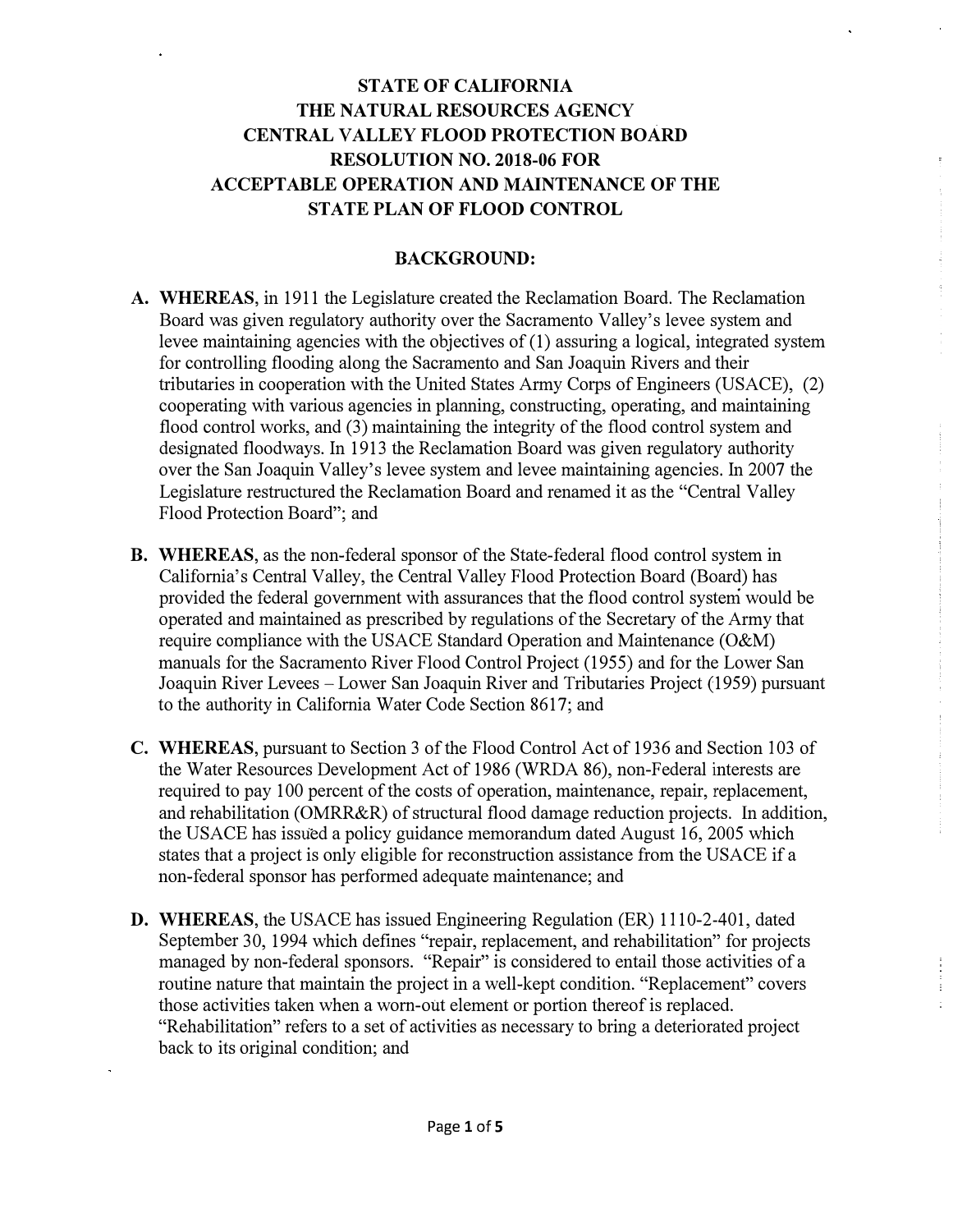# STATE OF CALIFORNIA
# THE NATURAL RESOURCES AGENCY
# CENTRAL VALLEY FLOOD PROTECTION BOARD
# RESOLUTION NO. 2018-06 FOR
# ACCEPTABLE OPERATION AND MAINTENANCE OF THE STATE PLAN OF FLOOD CONTROL

## BACKGROUND:

**A. WHEREAS**, in 1911 the Legislature created the Reclamation Board. The Reclamation Board was given regulatory authority over the Sacramento Valley's levee system and levee maintaining agencies with the objectives of (1) assuring a logical, integrated system for controlling flooding along the Sacramento and San Joaquin Rivers and their tributaries in cooperation with the United States Army Corps of Engineers (USACE), (2) cooperating with various agencies in planning, constructing, operating, and maintaining flood control works, and (3) maintaining the integrity of the flood control system and designated floodways. In 1913 the Reclamation Board was given regulatory authority over the San Joaquin Valley's levee system and levee maintaining agencies. In 2007 the Legislature restructured the Reclamation Board and renamed it as the "Central Valley Flood Protection Board"; and

**B. WHEREAS**, as the non-federal sponsor of the State-federal flood control system in California's Central Valley, the Central Valley Flood Protection Board (Board) has provided the federal government with assurances that the flood control system would be operated and maintained as prescribed by regulations of the Secretary of the Army that require compliance with the USACE Standard Operation and Maintenance (O&M) manuals for the Sacramento River Flood Control Project (1955) and for the Lower San Joaquin River Levees – Lower San Joaquin River and Tributaries Project (1959) pursuant to the authority in California Water Code Section 8617; and

**C. WHEREAS**, pursuant to Section 3 of the Flood Control Act of 1936 and Section 103 of the Water Resources Development Act of 1986 (WRDA 86), non-Federal interests are required to pay 100 percent of the costs of operation, maintenance, repair, replacement, and rehabilitation (OMRR&R) of structural flood damage reduction projects. In addition, the USACE has issued a policy guidance memorandum dated August 16, 2005 which states that a project is only eligible for reconstruction assistance from the USACE if a non-federal sponsor has performed adequate maintenance; and

**D. WHEREAS**, the USACE has issued Engineering Regulation (ER) 1110-2-401, dated September 30, 1994 which defines "repair, replacement, and rehabilitation" for projects managed by non-federal sponsors. "Repair" is considered to entail those activities of a routine nature that maintain the project in a well-kept condition. "Replacement" covers those activities taken when a worn-out element or portion thereof is replaced. "Rehabilitation" refers to a set of activities as necessary to bring a deteriorated project back to its original condition; and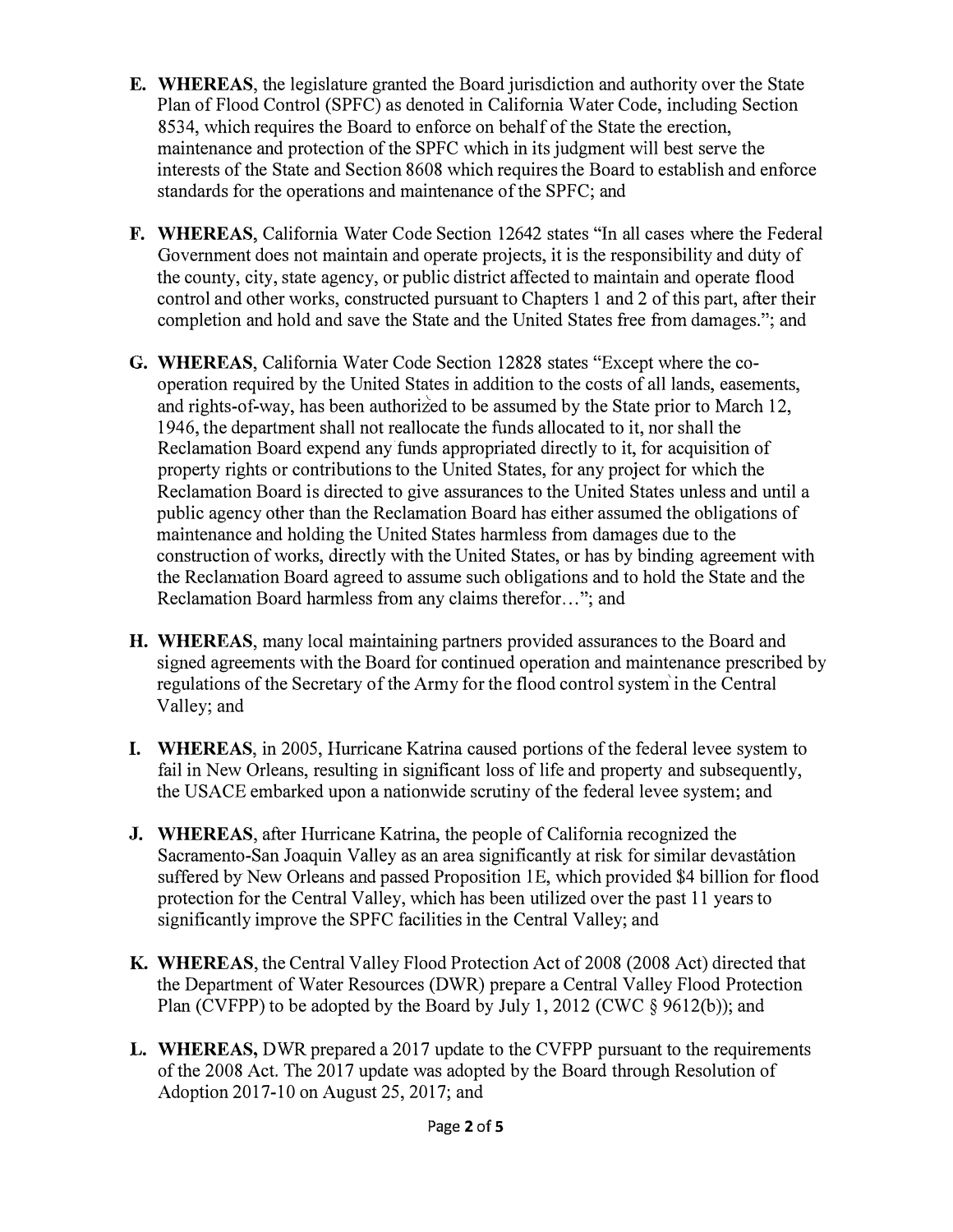**E. WHEREAS**, the legislature granted the Board jurisdiction and authority over the State Plan of Flood Control (SPFC) as denoted in California Water Code, including Section 8534, which requires the Board to enforce on behalf of the State the erection, maintenance and protection of the SPFC which in its judgment will best serve the interests of the State and Section 8608 which requires the Board to establish and enforce standards for the operations and maintenance of the SPFC; and

**F. WHEREAS**, California Water Code Section 12642 states "In all cases where the Federal Government does not maintain and operate projects, it is the responsibility and duty of the county, city, state agency, or public district affected to maintain and operate flood control and other works, constructed pursuant to Chapters 1 and 2 of this part, after their completion and hold and save the State and the United States free from damages."; and

**G. WHEREAS**, California Water Code Section 12828 states "Except where the co-operation required by the United States in addition to the costs of all lands, easements, and rights-of-way, has been authorized to be assumed by the State prior to March 12, 1946, the department shall not reallocate the funds allocated to it, nor shall the Reclamation Board expend any funds appropriated directly to it, for acquisition of property rights or contributions to the United States, for any project for which the Reclamation Board is directed to give assurances to the United States unless and until a public agency other than the Reclamation Board has either assumed the obligations of maintenance and holding the United States harmless from damages due to the construction of works, directly with the United States, or has by binding agreement with the Reclamation Board agreed to assume such obligations and to hold the State and the Reclamation Board harmless from any claims therefor…"; and

**H. WHEREAS**, many local maintaining partners provided assurances to the Board and signed agreements with the Board for continued operation and maintenance prescribed by regulations of the Secretary of the Army for the flood control system in the Central Valley; and

**I. WHEREAS**, in 2005, Hurricane Katrina caused portions of the federal levee system to fail in New Orleans, resulting in significant loss of life and property and subsequently, the USACE embarked upon a nationwide scrutiny of the federal levee system; and

**J. WHEREAS**, after Hurricane Katrina, the people of California recognized the Sacramento-San Joaquin Valley as an area significantly at risk for similar devastation suffered by New Orleans and passed Proposition 1E, which provided $4 billion for flood protection for the Central Valley, which has been utilized over the past 11 years to significantly improve the SPFC facilities in the Central Valley; and

**K. WHEREAS**, the Central Valley Flood Protection Act of 2008 (2008 Act) directed that the Department of Water Resources (DWR) prepare a Central Valley Flood Protection Plan (CVFPP) to be adopted by the Board by July 1, 2012 (CWC § 9612(b)); and

**L. WHEREAS,** DWR prepared a 2017 update to the CVFPP pursuant to the requirements of the 2008 Act. The 2017 update was adopted by the Board through Resolution of Adoption 2017-10 on August 25, 2017; and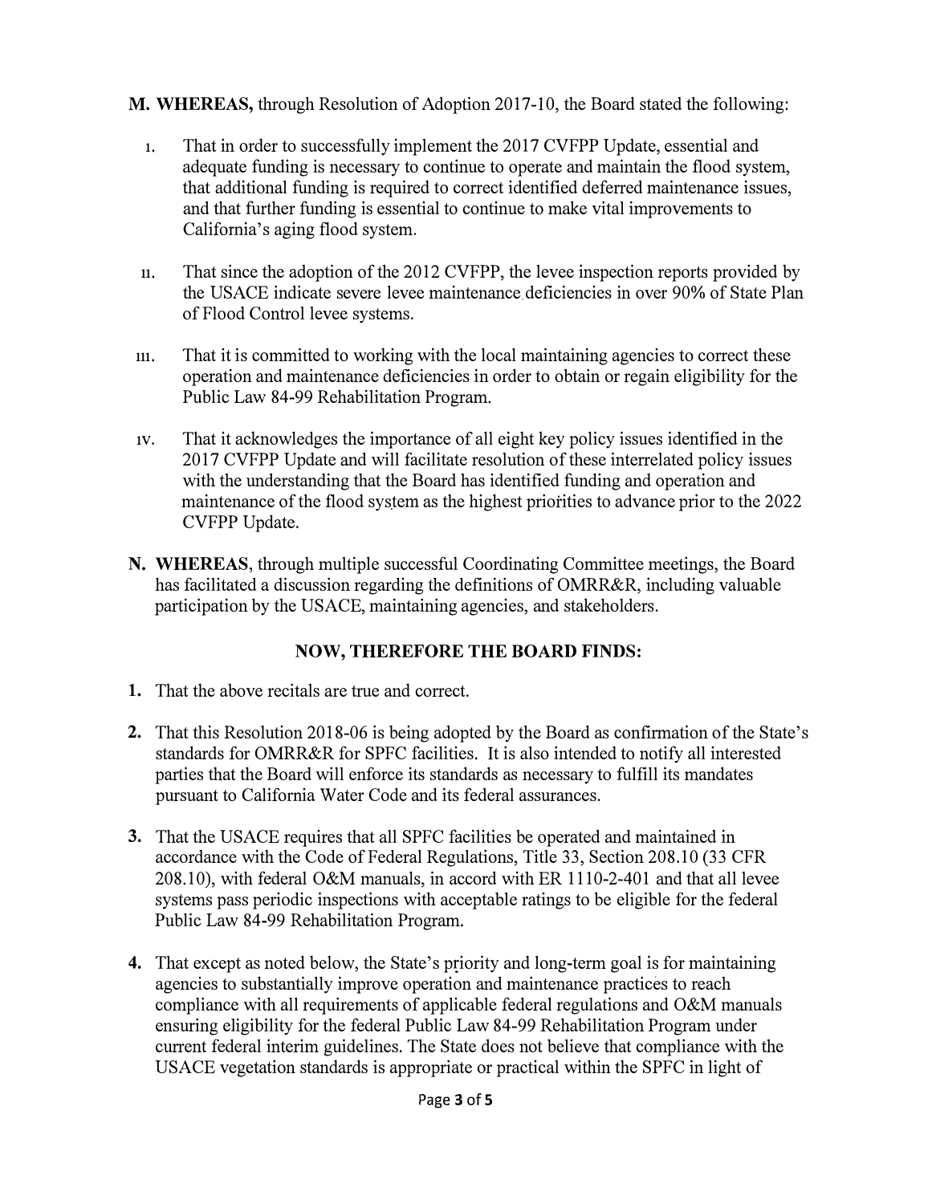**M. WHEREAS,** through Resolution of Adoption 2017-10, the Board stated the following:

i. That in order to successfully implement the 2017 CVFPP Update, essential and adequate funding is necessary to continue to operate and maintain the flood system, that additional funding is required to correct identified deferred maintenance issues, and that further funding is essential to continue to make vital improvements to California's aging flood system.

ii. That since the adoption of the 2012 CVFPP, the levee inspection reports provided by the USACE indicate severe levee maintenance deficiencies in over 90% of State Plan of Flood Control levee systems.

iii. That it is committed to working with the local maintaining agencies to correct these operation and maintenance deficiencies in order to obtain or regain eligibility for the Public Law 84-99 Rehabilitation Program.

iv. That it acknowledges the importance of all eight key policy issues identified in the 2017 CVFPP Update and will facilitate resolution of these interrelated policy issues with the understanding that the Board has identified funding and operation and maintenance of the flood system as the highest priorities to advance prior to the 2022 CVFPP Update.

**N. WHEREAS**, through multiple successful Coordinating Committee meetings, the Board has facilitated a discussion regarding the definitions of OMRR&R, including valuable participation by the USACE, maintaining agencies, and stakeholders.

## NOW, THEREFORE THE BOARD FINDS:

**1.** That the above recitals are true and correct.

**2.** That this Resolution 2018-06 is being adopted by the Board as confirmation of the State's standards for OMRR&R for SPFC facilities. It is also intended to notify all interested parties that the Board will enforce its standards as necessary to fulfill its mandates pursuant to California Water Code and its federal assurances.

**3.** That the USACE requires that all SPFC facilities be operated and maintained in accordance with the Code of Federal Regulations, Title 33, Section 208.10 (33 CFR 208.10), with federal O&M manuals, in accord with ER 1110-2-401 and that all levee systems pass periodic inspections with acceptable ratings to be eligible for the federal Public Law 84-99 Rehabilitation Program.

**4.** That except as noted below, the State's priority and long-term goal is for maintaining agencies to substantially improve operation and maintenance practices to reach compliance with all requirements of applicable federal regulations and O&M manuals ensuring eligibility for the federal Public Law 84-99 Rehabilitation Program under current federal interim guidelines. The State does not believe that compliance with the USACE vegetation standards is appropriate or practical within the SPFC in light of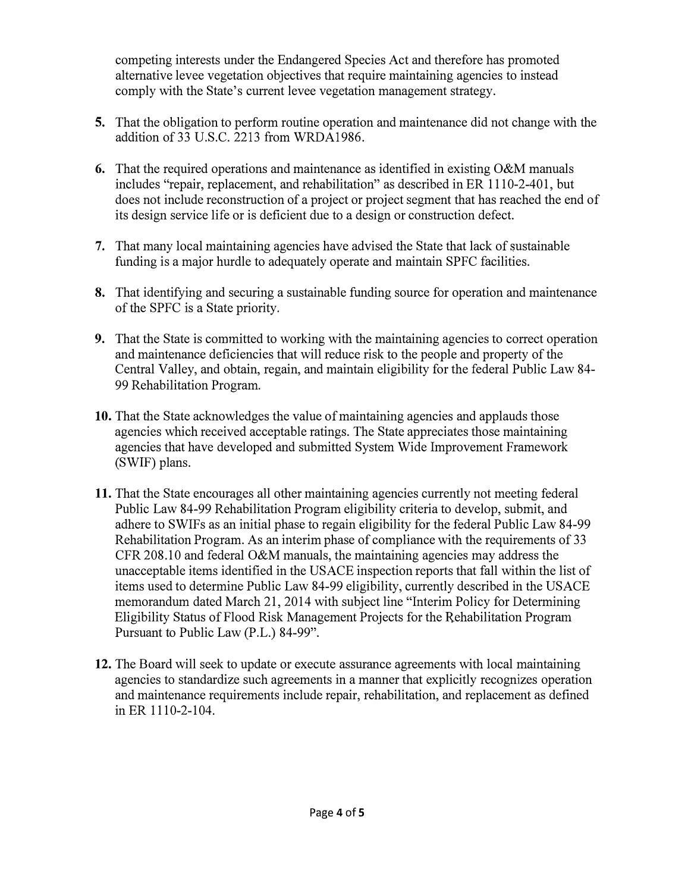competing interests under the Endangered Species Act and therefore has promoted alternative levee vegetation objectives that require maintaining agencies to instead comply with the State's current levee vegetation management strategy.

**5.** That the obligation to perform routine operation and maintenance did not change with the addition of 33 U.S.C. 2213 from WRDA1986.

**6.** That the required operations and maintenance as identified in existing O&M manuals includes "repair, replacement, and rehabilitation" as described in ER 1110-2-401, but does not include reconstruction of a project or project segment that has reached the end of its design service life or is deficient due to a design or construction defect.

**7.** That many local maintaining agencies have advised the State that lack of sustainable funding is a major hurdle to adequately operate and maintain SPFC facilities.

**8.** That identifying and securing a sustainable funding source for operation and maintenance of the SPFC is a State priority.

**9.** That the State is committed to working with the maintaining agencies to correct operation and maintenance deficiencies that will reduce risk to the people and property of the Central Valley, and obtain, regain, and maintain eligibility for the federal Public Law 84-99 Rehabilitation Program.

**10.** That the State acknowledges the value of maintaining agencies and applauds those agencies which received acceptable ratings. The State appreciates those maintaining agencies that have developed and submitted System Wide Improvement Framework (SWIF) plans.

**11.** That the State encourages all other maintaining agencies currently not meeting federal Public Law 84-99 Rehabilitation Program eligibility criteria to develop, submit, and adhere to SWIFs as an initial phase to regain eligibility for the federal Public Law 84-99 Rehabilitation Program. As an interim phase of compliance with the requirements of 33 CFR 208.10 and federal O&M manuals, the maintaining agencies may address the unacceptable items identified in the USACE inspection reports that fall within the list of items used to determine Public Law 84-99 eligibility, currently described in the USACE memorandum dated March 21, 2014 with subject line "Interim Policy for Determining Eligibility Status of Flood Risk Management Projects for the Rehabilitation Program Pursuant to Public Law (P.L.) 84-99".

**12.** The Board will seek to update or execute assurance agreements with local maintaining agencies to standardize such agreements in a manner that explicitly recognizes operation and maintenance requirements include repair, rehabilitation, and replacement as defined in ER 1110-2-104.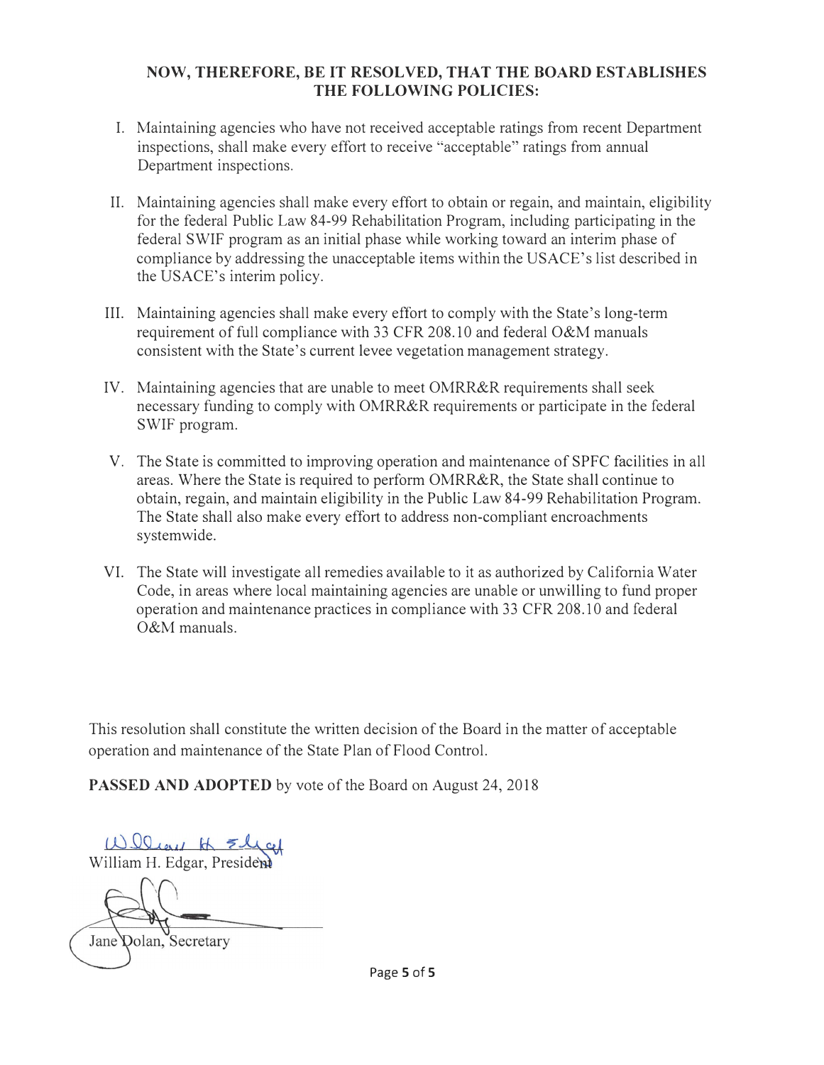**NOW, THEREFORE, BE IT RESOLVED, THAT THE BOARD ESTABLISHES THE FOLLOWING POLICIES:**

I. Maintaining agencies who have not received acceptable ratings from recent Department inspections, shall make every effort to receive "acceptable" ratings from annual Department inspections.

II. Maintaining agencies shall make every effort to obtain or regain, and maintain, eligibility for the federal Public Law 84-99 Rehabilitation Program, including participating in the federal SWIF program as an initial phase while working toward an interim phase of compliance by addressing the unacceptable items within the USACE's list described in the USACE's interim policy.

III. Maintaining agencies shall make every effort to comply with the State's long-term requirement of full compliance with 33 CFR 208.10 and federal O&M manuals consistent with the State's current levee vegetation management strategy.

IV. Maintaining agencies that are unable to meet OMRR&R requirements shall seek necessary funding to comply with OMRR&R requirements or participate in the federal SWIF program.

V. The State is committed to improving operation and maintenance of SPFC facilities in all areas. Where the State is required to perform OMRR&R, the State shall continue to obtain, regain, and maintain eligibility in the Public Law 84-99 Rehabilitation Program. The State shall also make every effort to address non-compliant encroachments systemwide.

VI. The State will investigate all remedies available to it as authorized by California Water Code, in areas where local maintaining agencies are unable or unwilling to fund proper operation and maintenance practices in compliance with 33 CFR 208.10 and federal O&M manuals.

This resolution shall constitute the written decision of the Board in the matter of acceptable operation and maintenance of the State Plan of Flood Control.

**PASSED AND ADOPTED** by vote of the Board on August 24, 2018

William H. Edgar, President

Jane Dolan, Secretary